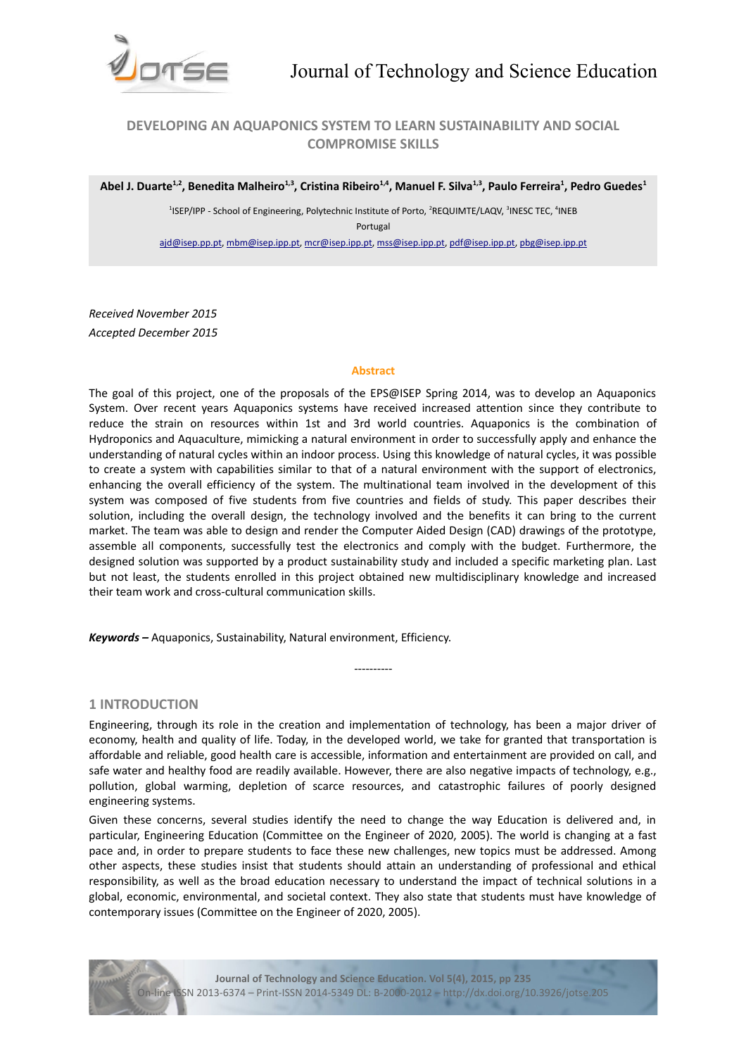# DEVELOPING AN AQUAPONICS SYSTEM TO LEARN SUSTAINABILITY AND SOCIAL COMPROMISE SKILLS

**Abel J. Duarte[1,2], Benedita Malheiro[1,3], Cristina Ribeiro[1,4], Manuel F. Silva[1,3], Paulo Ferreira[1], Pedro Guedes[1]**

[1]ISEP/IPP - School of Engineering, Polytechnic Institute of Porto, [2]REQUIMTE/LAQV, [3]INESC TEC, [4]INEB

Portugal

ajd@isep.pp.pt, mbm@isep.ipp.pt, mcr@isep.ipp.pt, mss@isep.ipp.pt, pdf@isep.ipp.pt, pbg@isep.ipp.pt

*Received November 2015*

*Accepted December 2015*

## Abstract

The goal of this project, one of the proposals of the EPS@ISEP Spring 2014, was to develop an Aquaponics System. Over recent years Aquaponics systems have received increased attention since they contribute to reduce the strain on resources within 1st and 3rd world countries. Aquaponics is the combination of Hydroponics and Aquaculture, mimicking a natural environment in order to successfully apply and enhance the understanding of natural cycles within an indoor process. Using this knowledge of natural cycles, it was possible to create a system with capabilities similar to that of a natural environment with the support of electronics, enhancing the overall efficiency of the system. The multinational team involved in the development of this system was composed of five students from five countries and fields of study. This paper describes their solution, including the overall design, the technology involved and the benefits it can bring to the current market. The team was able to design and render the Computer Aided Design (CAD) drawings of the prototype, assemble all components, successfully test the electronics and comply with the budget. Furthermore, the designed solution was supported by a product sustainability study and included a specific marketing plan. Last but not least, the students enrolled in this project obtained new multidisciplinary knowledge and increased their team work and cross-cultural communication skills.

***Keywords –*** Aquaponics, Sustainability, Natural environment, Efficiency.

----------

## 1 INTRODUCTION

Engineering, through its role in the creation and implementation of technology, has been a major driver of economy, health and quality of life. Today, in the developed world, we take for granted that transportation is affordable and reliable, good health care is accessible, information and entertainment are provided on call, and safe water and healthy food are readily available. However, there are also negative impacts of technology, e.g., pollution, global warming, depletion of scarce resources, and catastrophic failures of poorly designed engineering systems.

Given these concerns, several studies identify the need to change the way Education is delivered and, in particular, Engineering Education (Committee on the Engineer of 2020, 2005). The world is changing at a fast pace and, in order to prepare students to face these new challenges, new topics must be addressed. Among other aspects, these studies insist that students should attain an understanding of professional and ethical responsibility, as well as the broad education necessary to understand the impact of technical solutions in a global, economic, environmental, and societal context. They also state that students must have knowledge of contemporary issues (Committee on the Engineer of 2020, 2005).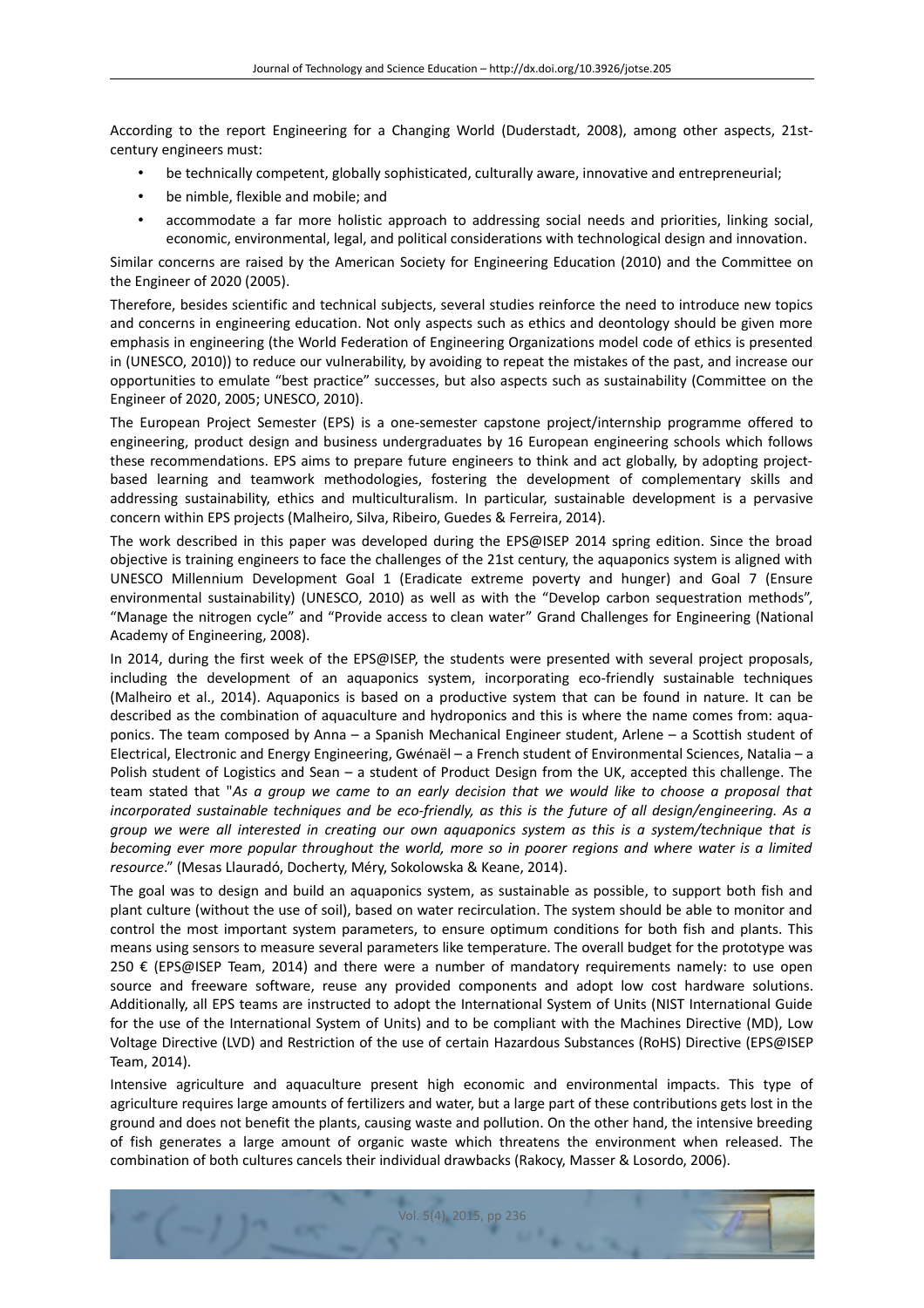According to the report Engineering for a Changing World (Duderstadt, 2008), among other aspects, 21st-century engineers must:

- be technically competent, globally sophisticated, culturally aware, innovative and entrepreneurial;
- be nimble, flexible and mobile; and
- accommodate a far more holistic approach to addressing social needs and priorities, linking social, economic, environmental, legal, and political considerations with technological design and innovation.

Similar concerns are raised by the American Society for Engineering Education (2010) and the Committee on the Engineer of 2020 (2005).

Therefore, besides scientific and technical subjects, several studies reinforce the need to introduce new topics and concerns in engineering education. Not only aspects such as ethics and deontology should be given more emphasis in engineering (the World Federation of Engineering Organizations model code of ethics is presented in (UNESCO, 2010)) to reduce our vulnerability, by avoiding to repeat the mistakes of the past, and increase our opportunities to emulate "best practice" successes, but also aspects such as sustainability (Committee on the Engineer of 2020, 2005; UNESCO, 2010).

The European Project Semester (EPS) is a one-semester capstone project/internship programme offered to engineering, product design and business undergraduates by 16 European engineering schools which follows these recommendations. EPS aims to prepare future engineers to think and act globally, by adopting project-based learning and teamwork methodologies, fostering the development of complementary skills and addressing sustainability, ethics and multiculturalism. In particular, sustainable development is a pervasive concern within EPS projects (Malheiro, Silva, Ribeiro, Guedes & Ferreira, 2014).

The work described in this paper was developed during the EPS@ISEP 2014 spring edition. Since the broad objective is training engineers to face the challenges of the 21st century, the aquaponics system is aligned with UNESCO Millennium Development Goal 1 (Eradicate extreme poverty and hunger) and Goal 7 (Ensure environmental sustainability) (UNESCO, 2010) as well as with the "Develop carbon sequestration methods", "Manage the nitrogen cycle" and "Provide access to clean water" Grand Challenges for Engineering (National Academy of Engineering, 2008).

In 2014, during the first week of the EPS@ISEP, the students were presented with several project proposals, including the development of an aquaponics system, incorporating eco-friendly sustainable techniques (Malheiro et al., 2014). Aquaponics is based on a productive system that can be found in nature. It can be described as the combination of aquaculture and hydroponics and this is where the name comes from: aqua-ponics. The team composed by Anna – a Spanish Mechanical Engineer student, Arlene – a Scottish student of Electrical, Electronic and Energy Engineering, Gwénaël – a French student of Environmental Sciences, Natalia – a Polish student of Logistics and Sean – a student of Product Design from the UK, accepted this challenge. The team stated that "*As a group we came to an early decision that we would like to choose a proposal that incorporated sustainable techniques and be eco-friendly, as this is the future of all design/engineering. As a group we were all interested in creating our own aquaponics system as this is a system/technique that is becoming ever more popular throughout the world, more so in poorer regions and where water is a limited resource*." (Mesas Llauradó, Docherty, Méry, Sokolowska & Keane, 2014).

The goal was to design and build an aquaponics system, as sustainable as possible, to support both fish and plant culture (without the use of soil), based on water recirculation. The system should be able to monitor and control the most important system parameters, to ensure optimum conditions for both fish and plants. This means using sensors to measure several parameters like temperature. The overall budget for the prototype was 250 € (EPS@ISEP Team, 2014) and there were a number of mandatory requirements namely: to use open source and freeware software, reuse any provided components and adopt low cost hardware solutions. Additionally, all EPS teams are instructed to adopt the International System of Units (NIST International Guide for the use of the International System of Units) and to be compliant with the Machines Directive (MD), Low Voltage Directive (LVD) and Restriction of the use of certain Hazardous Substances (RoHS) Directive (EPS@ISEP Team, 2014).

Intensive agriculture and aquaculture present high economic and environmental impacts. This type of agriculture requires large amounts of fertilizers and water, but a large part of these contributions gets lost in the ground and does not benefit the plants, causing waste and pollution. On the other hand, the intensive breeding of fish generates a large amount of organic waste which threatens the environment when released. The combination of both cultures cancels their individual drawbacks (Rakocy, Masser & Losordo, 2006).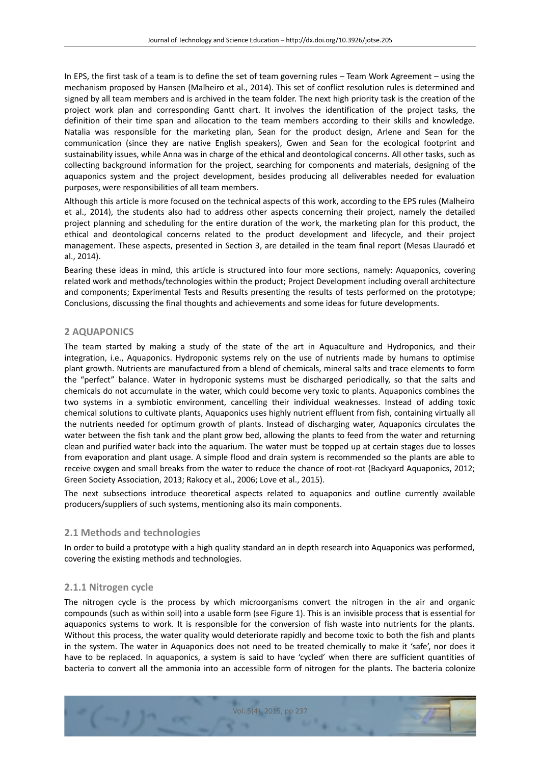In EPS, the first task of a team is to define the set of team governing rules – Team Work Agreement – using the mechanism proposed by Hansen (Malheiro et al., 2014). This set of conflict resolution rules is determined and signed by all team members and is archived in the team folder. The next high priority task is the creation of the project work plan and corresponding Gantt chart. It involves the identification of the project tasks, the definition of their time span and allocation to the team members according to their skills and knowledge. Natalia was responsible for the marketing plan, Sean for the product design, Arlene and Sean for the communication (since they are native English speakers), Gwen and Sean for the ecological footprint and sustainability issues, while Anna was in charge of the ethical and deontological concerns. All other tasks, such as collecting background information for the project, searching for components and materials, designing of the aquaponics system and the project development, besides producing all deliverables needed for evaluation purposes, were responsibilities of all team members.

Although this article is more focused on the technical aspects of this work, according to the EPS rules (Malheiro et al., 2014), the students also had to address other aspects concerning their project, namely the detailed project planning and scheduling for the entire duration of the work, the marketing plan for this product, the ethical and deontological concerns related to the product development and lifecycle, and their project management. These aspects, presented in Section 3, are detailed in the team final report (Mesas Llauradó et al., 2014).

Bearing these ideas in mind, this article is structured into four more sections, namely: Aquaponics, covering related work and methods/technologies within the product; Project Development including overall architecture and components; Experimental Tests and Results presenting the results of tests performed on the prototype; Conclusions, discussing the final thoughts and achievements and some ideas for future developments.

## 2 AQUAPONICS

The team started by making a study of the state of the art in Aquaculture and Hydroponics, and their integration, i.e., Aquaponics. Hydroponic systems rely on the use of nutrients made by humans to optimise plant growth. Nutrients are manufactured from a blend of chemicals, mineral salts and trace elements to form the "perfect" balance. Water in hydroponic systems must be discharged periodically, so that the salts and chemicals do not accumulate in the water, which could become very toxic to plants. Aquaponics combines the two systems in a symbiotic environment, cancelling their individual weaknesses. Instead of adding toxic chemical solutions to cultivate plants, Aquaponics uses highly nutrient effluent from fish, containing virtually all the nutrients needed for optimum growth of plants. Instead of discharging water, Aquaponics circulates the water between the fish tank and the plant grow bed, allowing the plants to feed from the water and returning clean and purified water back into the aquarium. The water must be topped up at certain stages due to losses from evaporation and plant usage. A simple flood and drain system is recommended so the plants are able to receive oxygen and small breaks from the water to reduce the chance of root-rot (Backyard Aquaponics, 2012; Green Society Association, 2013; Rakocy et al., 2006; Love et al., 2015).

The next subsections introduce theoretical aspects related to aquaponics and outline currently available producers/suppliers of such systems, mentioning also its main components.

### 2.1 Methods and technologies

In order to build a prototype with a high quality standard an in depth research into Aquaponics was performed, covering the existing methods and technologies.

#### 2.1.1 Nitrogen cycle

The nitrogen cycle is the process by which microorganisms convert the nitrogen in the air and organic compounds (such as within soil) into a usable form (see Figure 1). This is an invisible process that is essential for aquaponics systems to work. It is responsible for the conversion of fish waste into nutrients for the plants. Without this process, the water quality would deteriorate rapidly and become toxic to both the fish and plants in the system. The water in Aquaponics does not need to be treated chemically to make it 'safe', nor does it have to be replaced. In aquaponics, a system is said to have 'cycled' when there are sufficient quantities of bacteria to convert all the ammonia into an accessible form of nitrogen for the plants. The bacteria colonize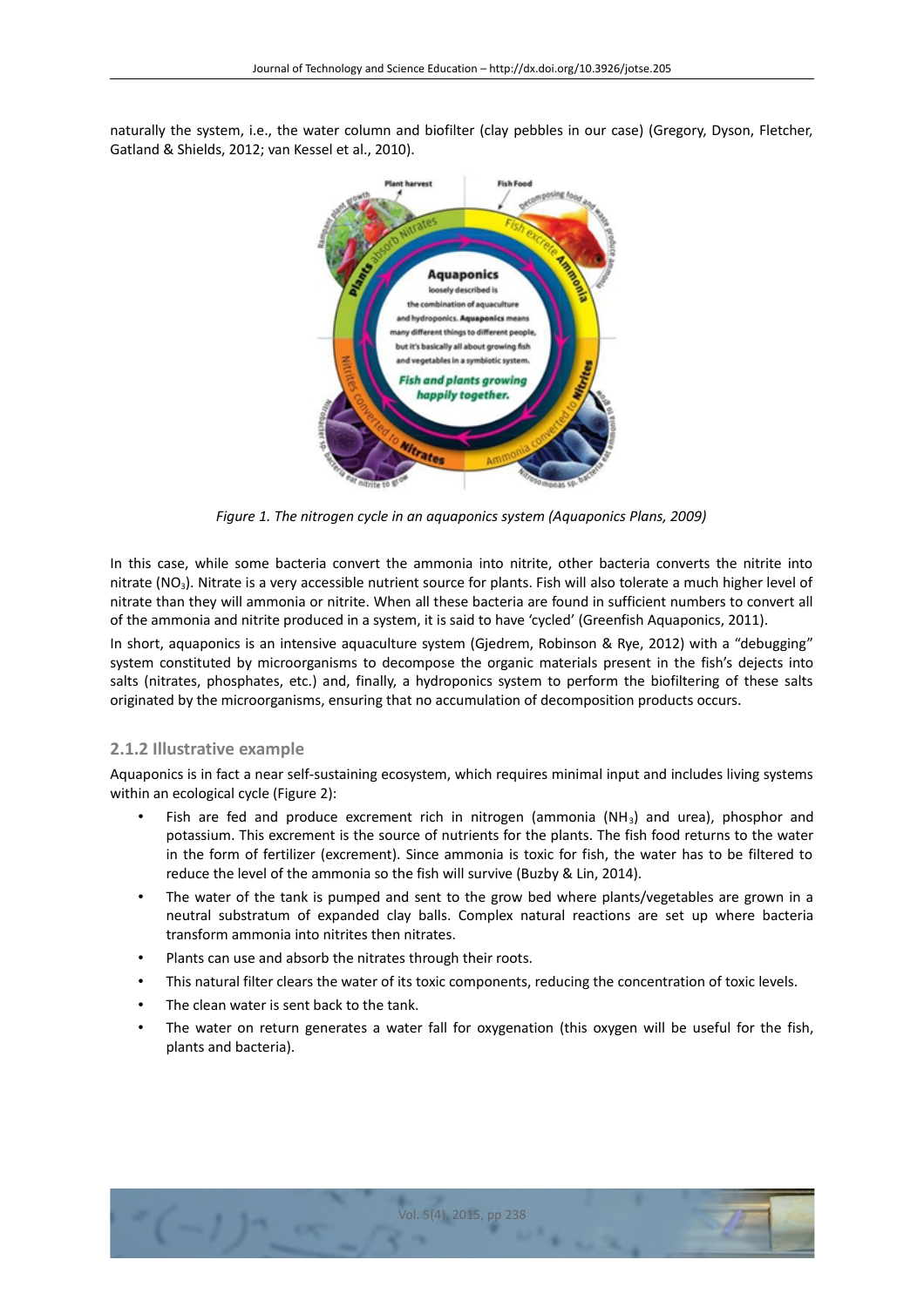naturally the system, i.e., the water column and biofilter (clay pebbles in our case) (Gregory, Dyson, Fletcher, Gatland & Shields, 2012; van Kessel et al., 2010).

*Figure 1. The nitrogen cycle in an aquaponics system (Aquaponics Plans, 2009)*

In this case, while some bacteria convert the ammonia into nitrite, other bacteria converts the nitrite into nitrate ($NO_3$). Nitrate is a very accessible nutrient source for plants. Fish will also tolerate a much higher level of nitrate than they will ammonia or nitrite. When all these bacteria are found in sufficient numbers to convert all of the ammonia and nitrite produced in a system, it is said to have 'cycled' (Greenfish Aquaponics, 2011).

In short, aquaponics is an intensive aquaculture system (Gjedrem, Robinson & Rye, 2012) with a "debugging" system constituted by microorganisms to decompose the organic materials present in the fish's dejects into salts (nitrates, phosphates, etc.) and, finally, a hydroponics system to perform the biofiltering of these salts originated by the microorganisms, ensuring that no accumulation of decomposition products occurs.

### 2.1.2 Illustrative example

Aquaponics is in fact a near self-sustaining ecosystem, which requires minimal input and includes living systems within an ecological cycle (Figure 2):

- Fish are fed and produce excrement rich in nitrogen (ammonia ($NH_3$) and urea), phosphor and potassium. This excrement is the source of nutrients for the plants. The fish food returns to the water in the form of fertilizer (excrement). Since ammonia is toxic for fish, the water has to be filtered to reduce the level of the ammonia so the fish will survive (Buzby & Lin, 2014).
- The water of the tank is pumped and sent to the grow bed where plants/vegetables are grown in a neutral substratum of expanded clay balls. Complex natural reactions are set up where bacteria transform ammonia into nitrites then nitrates.
- Plants can use and absorb the nitrates through their roots.
- This natural filter clears the water of its toxic components, reducing the concentration of toxic levels.
- The clean water is sent back to the tank.
- The water on return generates a water fall for oxygenation (this oxygen will be useful for the fish, plants and bacteria).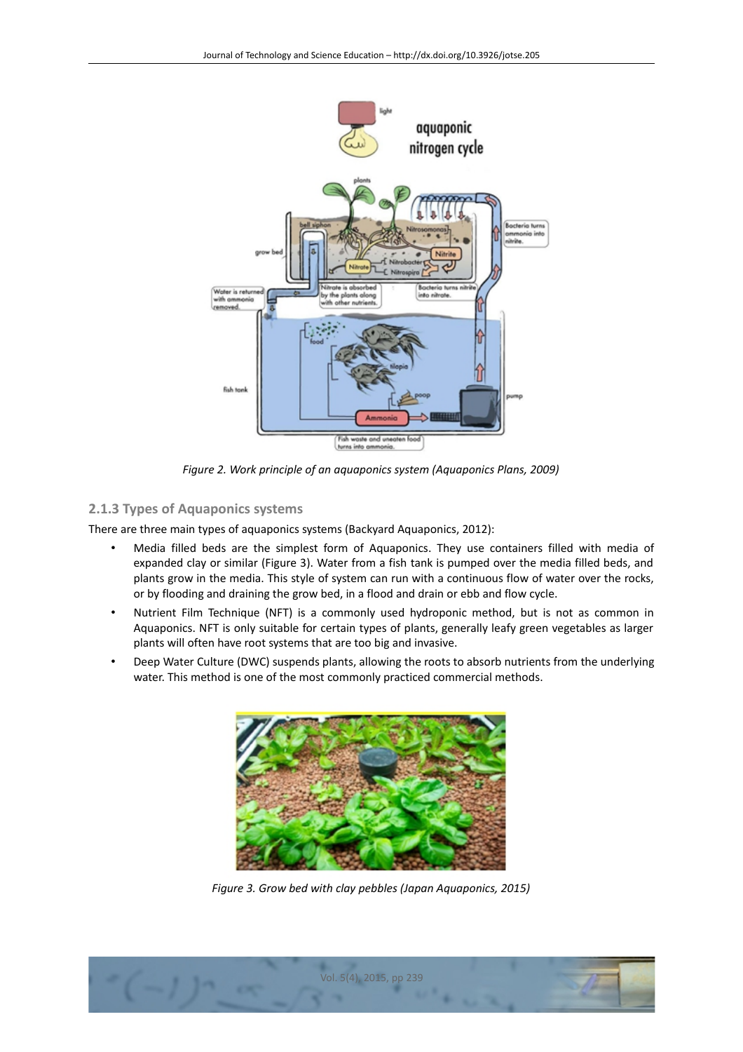Figure 2. Work principle of an aquaponics system (Aquaponics Plans, 2009)

### 2.1.3 Types of Aquaponics systems

There are three main types of aquaponics systems (Backyard Aquaponics, 2012):

- Media filled beds are the simplest form of Aquaponics. They use containers filled with media of expanded clay or similar (Figure 3). Water from a fish tank is pumped over the media filled beds, and plants grow in the media. This style of system can run with a continuous flow of water over the rocks, or by flooding and draining the grow bed, in a flood and drain or ebb and flow cycle.
- Nutrient Film Technique (NFT) is a commonly used hydroponic method, but is not as common in Aquaponics. NFT is only suitable for certain types of plants, generally leafy green vegetables as larger plants will often have root systems that are too big and invasive.
- Deep Water Culture (DWC) suspends plants, allowing the roots to absorb nutrients from the underlying water. This method is one of the most commonly practiced commercial methods.

Figure 3. Grow bed with clay pebbles (Japan Aquaponics, 2015)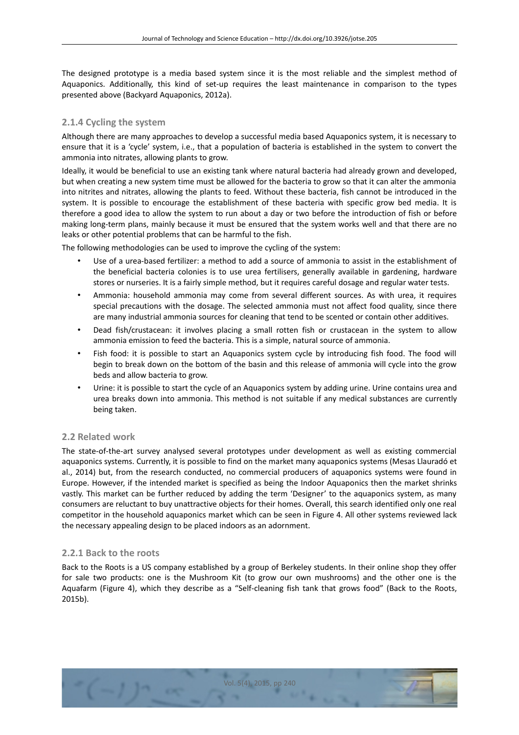The designed prototype is a media based system since it is the most reliable and the simplest method of Aquaponics. Additionally, this kind of set-up requires the least maintenance in comparison to the types presented above (Backyard Aquaponics, 2012a).

### 2.1.4 Cycling the system

Although there are many approaches to develop a successful media based Aquaponics system, it is necessary to ensure that it is a 'cycle' system, i.e., that a population of bacteria is established in the system to convert the ammonia into nitrates, allowing plants to grow.

Ideally, it would be beneficial to use an existing tank where natural bacteria had already grown and developed, but when creating a new system time must be allowed for the bacteria to grow so that it can alter the ammonia into nitrites and nitrates, allowing the plants to feed. Without these bacteria, fish cannot be introduced in the system. It is possible to encourage the establishment of these bacteria with specific grow bed media. It is therefore a good idea to allow the system to run about a day or two before the introduction of fish or before making long-term plans, mainly because it must be ensured that the system works well and that there are no leaks or other potential problems that can be harmful to the fish.

The following methodologies can be used to improve the cycling of the system:

- Use of a urea-based fertilizer: a method to add a source of ammonia to assist in the establishment of the beneficial bacteria colonies is to use urea fertilisers, generally available in gardening, hardware stores or nurseries. It is a fairly simple method, but it requires careful dosage and regular water tests.
- Ammonia: household ammonia may come from several different sources. As with urea, it requires special precautions with the dosage. The selected ammonia must not affect food quality, since there are many industrial ammonia sources for cleaning that tend to be scented or contain other additives.
- Dead fish/crustacean: it involves placing a small rotten fish or crustacean in the system to allow ammonia emission to feed the bacteria. This is a simple, natural source of ammonia.
- Fish food: it is possible to start an Aquaponics system cycle by introducing fish food. The food will begin to break down on the bottom of the basin and this release of ammonia will cycle into the grow beds and allow bacteria to grow.
- Urine: it is possible to start the cycle of an Aquaponics system by adding urine. Urine contains urea and urea breaks down into ammonia. This method is not suitable if any medical substances are currently being taken.

## 2.2 Related work

The state-of-the-art survey analysed several prototypes under development as well as existing commercial aquaponics systems. Currently, it is possible to find on the market many aquaponics systems (Mesas Llauradó et al., 2014) but, from the research conducted, no commercial producers of aquaponics systems were found in Europe. However, if the intended market is specified as being the Indoor Aquaponics then the market shrinks vastly. This market can be further reduced by adding the term 'Designer' to the aquaponics system, as many consumers are reluctant to buy unattractive objects for their homes. Overall, this search identified only one real competitor in the household aquaponics market which can be seen in Figure 4. All other systems reviewed lack the necessary appealing design to be placed indoors as an adornment.

### 2.2.1 Back to the roots

Back to the Roots is a US company established by a group of Berkeley students. In their online shop they offer for sale two products: one is the Mushroom Kit (to grow our own mushrooms) and the other one is the Aquafarm (Figure 4), which they describe as a "Self-cleaning fish tank that grows food" (Back to the Roots, 2015b).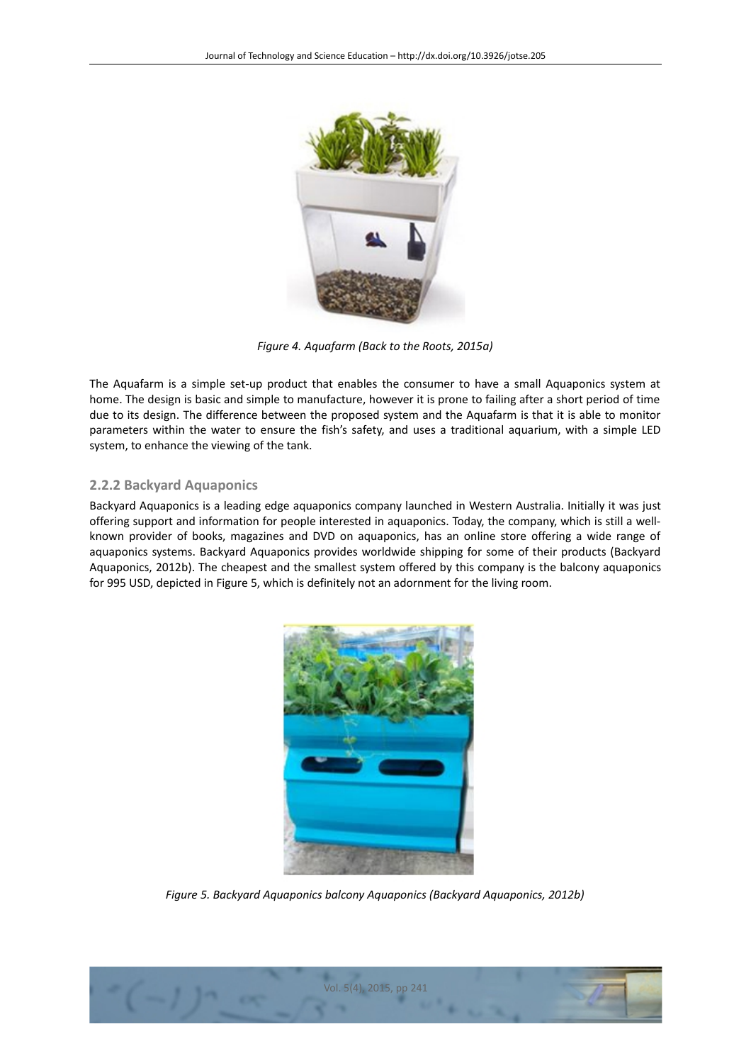*Figure 4. Aquafarm (Back to the Roots, 2015a)*

The Aquafarm is a simple set-up product that enables the consumer to have a small Aquaponics system at home. The design is basic and simple to manufacture, however it is prone to failing after a short period of time due to its design. The difference between the proposed system and the Aquafarm is that it is able to monitor parameters within the water to ensure the fish's safety, and uses a traditional aquarium, with a simple LED system, to enhance the viewing of the tank.

### 2.2.2 Backyard Aquaponics

Backyard Aquaponics is a leading edge aquaponics company launched in Western Australia. Initially it was just offering support and information for people interested in aquaponics. Today, the company, which is still a well-known provider of books, magazines and DVD on aquaponics, has an online store offering a wide range of aquaponics systems. Backyard Aquaponics provides worldwide shipping for some of their products (Backyard Aquaponics, 2012b). The cheapest and the smallest system offered by this company is the balcony aquaponics for 995 USD, depicted in Figure 5, which is definitely not an adornment for the living room.

*Figure 5. Backyard Aquaponics balcony Aquaponics (Backyard Aquaponics, 2012b)*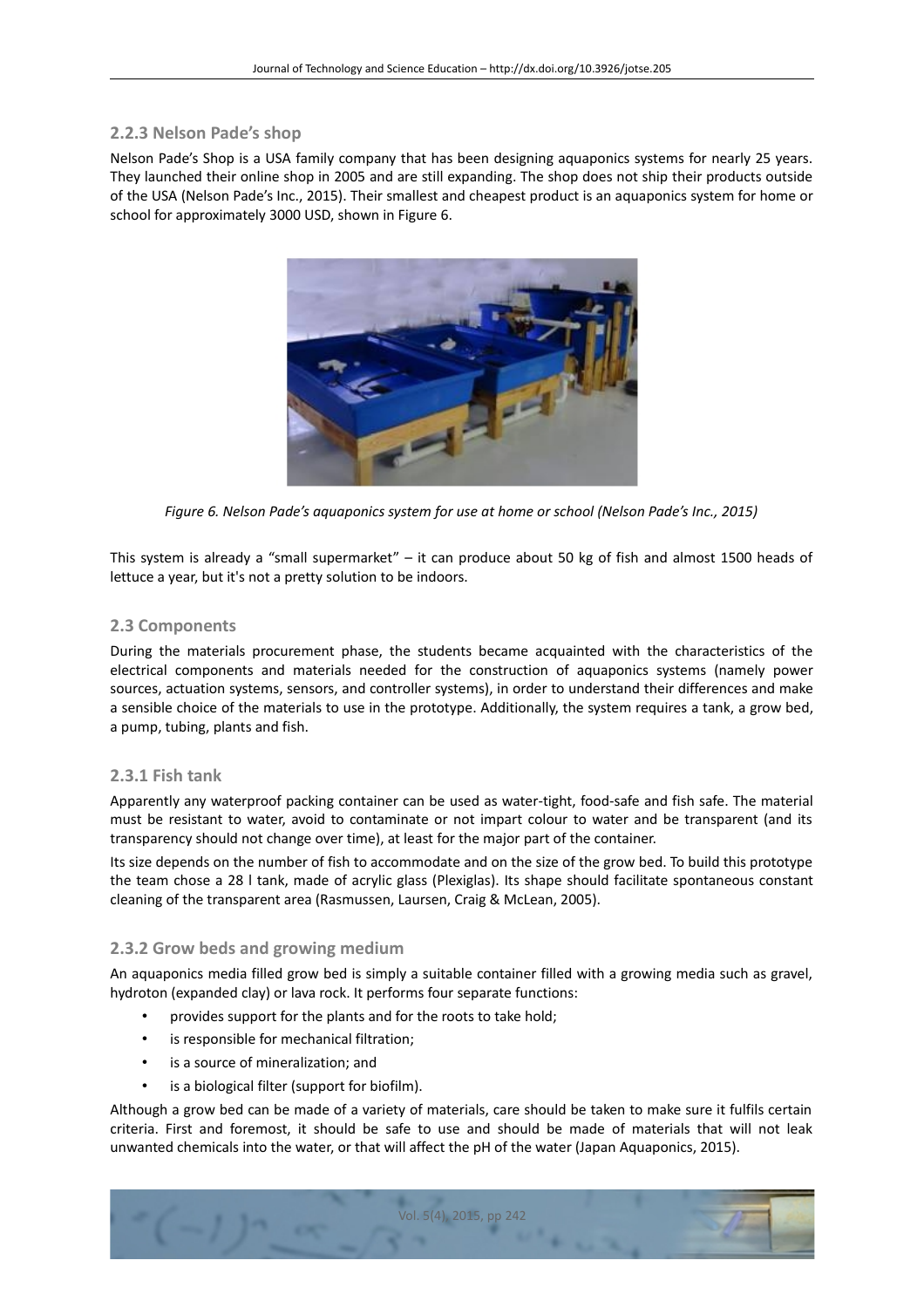### 2.2.3 Nelson Pade's shop

Nelson Pade's Shop is a USA family company that has been designing aquaponics systems for nearly 25 years. They launched their online shop in 2005 and are still expanding. The shop does not ship their products outside of the USA (Nelson Pade's Inc., 2015). Their smallest and cheapest product is an aquaponics system for home or school for approximately 3000 USD, shown in Figure 6.

*Figure 6. Nelson Pade's aquaponics system for use at home or school (Nelson Pade's Inc., 2015)*

This system is already a "small supermarket" – it can produce about 50 kg of fish and almost 1500 heads of lettuce a year, but it's not a pretty solution to be indoors.

## 2.3 Components

During the materials procurement phase, the students became acquainted with the characteristics of the electrical components and materials needed for the construction of aquaponics systems (namely power sources, actuation systems, sensors, and controller systems), in order to understand their differences and make a sensible choice of the materials to use in the prototype. Additionally, the system requires a tank, a grow bed, a pump, tubing, plants and fish.

### 2.3.1 Fish tank

Apparently any waterproof packing container can be used as water-tight, food-safe and fish safe. The material must be resistant to water, avoid to contaminate or not impart colour to water and be transparent (and its transparency should not change over time), at least for the major part of the container.

Its size depends on the number of fish to accommodate and on the size of the grow bed. To build this prototype the team chose a 28 l tank, made of acrylic glass (Plexiglas). Its shape should facilitate spontaneous constant cleaning of the transparent area (Rasmussen, Laursen, Craig & McLean, 2005).

### 2.3.2 Grow beds and growing medium

An aquaponics media filled grow bed is simply a suitable container filled with a growing media such as gravel, hydroton (expanded clay) or lava rock. It performs four separate functions:

- provides support for the plants and for the roots to take hold;
- is responsible for mechanical filtration;
- is a source of mineralization; and
- is a biological filter (support for biofilm).

Although a grow bed can be made of a variety of materials, care should be taken to make sure it fulfils certain criteria. First and foremost, it should be safe to use and should be made of materials that will not leak unwanted chemicals into the water, or that will affect the pH of the water (Japan Aquaponics, 2015).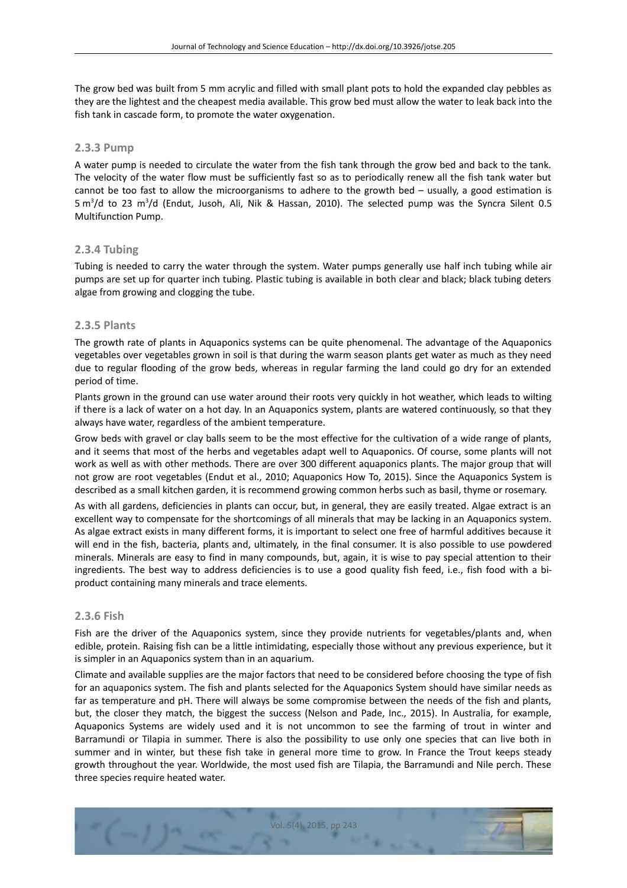The grow bed was built from 5 mm acrylic and filled with small plant pots to hold the expanded clay pebbles as they are the lightest and the cheapest media available. This grow bed must allow the water to leak back into the fish tank in cascade form, to promote the water oxygenation.

### 2.3.3 Pump

A water pump is needed to circulate the water from the fish tank through the grow bed and back to the tank. The velocity of the water flow must be sufficiently fast so as to periodically renew all the fish tank water but cannot be too fast to allow the microorganisms to adhere to the growth bed – usually, a good estimation is 5 $m^3$/d to 23 $m^3$/d (Endut, Jusoh, Ali, Nik & Hassan, 2010). The selected pump was the Syncra Silent 0.5 Multifunction Pump.

### 2.3.4 Tubing

Tubing is needed to carry the water through the system. Water pumps generally use half inch tubing while air pumps are set up for quarter inch tubing. Plastic tubing is available in both clear and black; black tubing deters algae from growing and clogging the tube.

### 2.3.5 Plants

The growth rate of plants in Aquaponics systems can be quite phenomenal. The advantage of the Aquaponics vegetables over vegetables grown in soil is that during the warm season plants get water as much as they need due to regular flooding of the grow beds, whereas in regular farming the land could go dry for an extended period of time.

Plants grown in the ground can use water around their roots very quickly in hot weather, which leads to wilting if there is a lack of water on a hot day. In an Aquaponics system, plants are watered continuously, so that they always have water, regardless of the ambient temperature.

Grow beds with gravel or clay balls seem to be the most effective for the cultivation of a wide range of plants, and it seems that most of the herbs and vegetables adapt well to Aquaponics. Of course, some plants will not work as well as with other methods. There are over 300 different aquaponics plants. The major group that will not grow are root vegetables (Endut et al., 2010; Aquaponics How To, 2015). Since the Aquaponics System is described as a small kitchen garden, it is recommend growing common herbs such as basil, thyme or rosemary.

As with all gardens, deficiencies in plants can occur, but, in general, they are easily treated. Algae extract is an excellent way to compensate for the shortcomings of all minerals that may be lacking in an Aquaponics system. As algae extract exists in many different forms, it is important to select one free of harmful additives because it will end in the fish, bacteria, plants and, ultimately, in the final consumer. It is also possible to use powdered minerals. Minerals are easy to find in many compounds, but, again, it is wise to pay special attention to their ingredients. The best way to address deficiencies is to use a good quality fish feed, i.e., fish food with a bi-product containing many minerals and trace elements.

### 2.3.6 Fish

Fish are the driver of the Aquaponics system, since they provide nutrients for vegetables/plants and, when edible, protein. Raising fish can be a little intimidating, especially those without any previous experience, but it is simpler in an Aquaponics system than in an aquarium.

Climate and available supplies are the major factors that need to be considered before choosing the type of fish for an aquaponics system. The fish and plants selected for the Aquaponics System should have similar needs as far as temperature and pH. There will always be some compromise between the needs of the fish and plants, but, the closer they match, the biggest the success (Nelson and Pade, Inc., 2015). In Australia, for example, Aquaponics Systems are widely used and it is not uncommon to see the farming of trout in winter and Barramundi or Tilapia in summer. There is also the possibility to use only one species that can live both in summer and in winter, but these fish take in general more time to grow. In France the Trout keeps steady growth throughout the year. Worldwide, the most used fish are Tilapia, the Barramundi and Nile perch. These three species require heated water.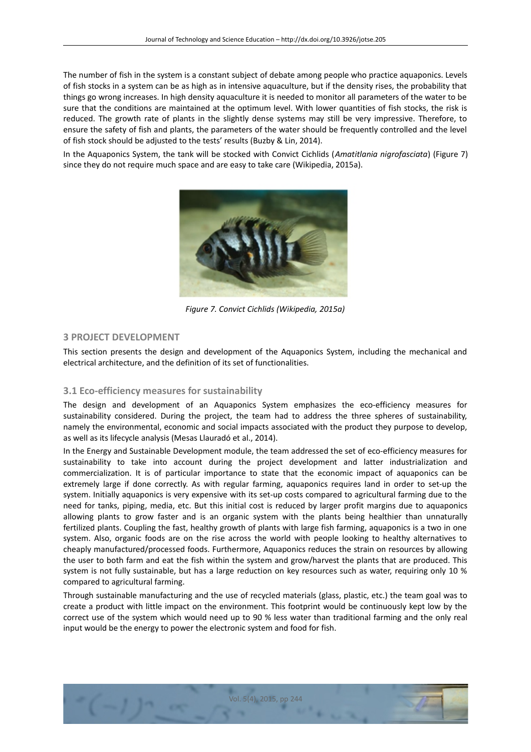The number of fish in the system is a constant subject of debate among people who practice aquaponics. Levels of fish stocks in a system can be as high as in intensive aquaculture, but if the density rises, the probability that things go wrong increases. In high density aquaculture it is needed to monitor all parameters of the water to be sure that the conditions are maintained at the optimum level. With lower quantities of fish stocks, the risk is reduced. The growth rate of plants in the slightly dense systems may still be very impressive. Therefore, to ensure the safety of fish and plants, the parameters of the water should be frequently controlled and the level of fish stock should be adjusted to the tests' results (Buzby & Lin, 2014).

In the Aquaponics System, the tank will be stocked with Convict Cichlids (*Amatitlania nigrofasciata*) (Figure 7) since they do not require much space and are easy to take care (Wikipedia, 2015a).

*Figure 7. Convict Cichlids (Wikipedia, 2015a)*

## 3 PROJECT DEVELOPMENT

This section presents the design and development of the Aquaponics System, including the mechanical and electrical architecture, and the definition of its set of functionalities.

### 3.1 Eco-efficiency measures for sustainability

The design and development of an Aquaponics System emphasizes the eco-efficiency measures for sustainability considered. During the project, the team had to address the three spheres of sustainability, namely the environmental, economic and social impacts associated with the product they purpose to develop, as well as its lifecycle analysis (Mesas Llauradó et al., 2014).

In the Energy and Sustainable Development module, the team addressed the set of eco-efficiency measures for sustainability to take into account during the project development and latter industrialization and commercialization. It is of particular importance to state that the economic impact of aquaponics can be extremely large if done correctly. As with regular farming, aquaponics requires land in order to set-up the system. Initially aquaponics is very expensive with its set-up costs compared to agricultural farming due to the need for tanks, piping, media, etc. But this initial cost is reduced by larger profit margins due to aquaponics allowing plants to grow faster and is an organic system with the plants being healthier than unnaturally fertilized plants. Coupling the fast, healthy growth of plants with large fish farming, aquaponics is a two in one system. Also, organic foods are on the rise across the world with people looking to healthy alternatives to cheaply manufactured/processed foods. Furthermore, Aquaponics reduces the strain on resources by allowing the user to both farm and eat the fish within the system and grow/harvest the plants that are produced. This system is not fully sustainable, but has a large reduction on key resources such as water, requiring only 10 % compared to agricultural farming.

Through sustainable manufacturing and the use of recycled materials (glass, plastic, etc.) the team goal was to create a product with little impact on the environment. This footprint would be continuously kept low by the correct use of the system which would need up to 90 % less water than traditional farming and the only real input would be the energy to power the electronic system and food for fish.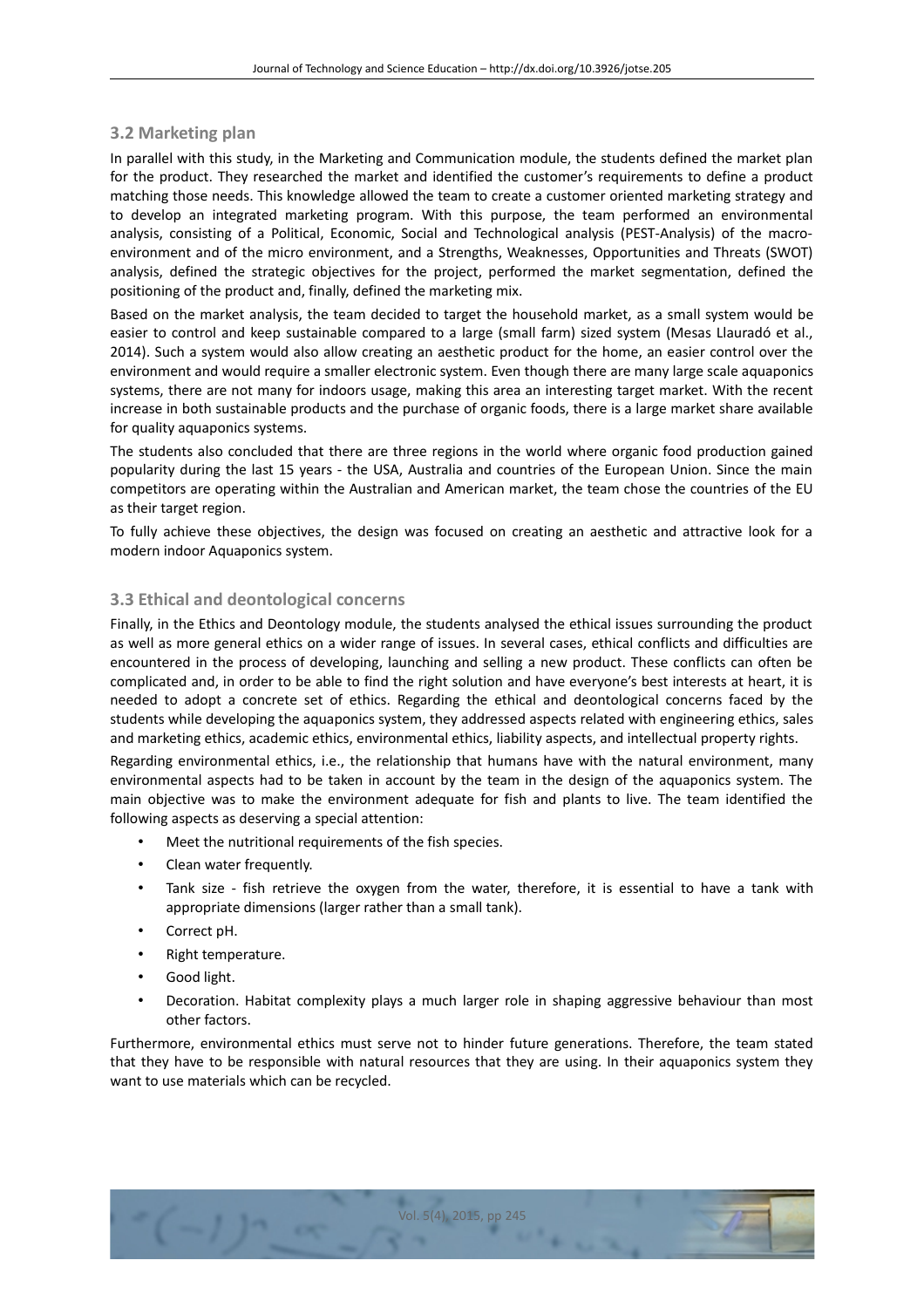### 3.2 Marketing plan

In parallel with this study, in the Marketing and Communication module, the students defined the market plan for the product. They researched the market and identified the customer's requirements to define a product matching those needs. This knowledge allowed the team to create a customer oriented marketing strategy and to develop an integrated marketing program. With this purpose, the team performed an environmental analysis, consisting of a Political, Economic, Social and Technological analysis (PEST-Analysis) of the macro-environment and of the micro environment, and a Strengths, Weaknesses, Opportunities and Threats (SWOT) analysis, defined the strategic objectives for the project, performed the market segmentation, defined the positioning of the product and, finally, defined the marketing mix.

Based on the market analysis, the team decided to target the household market, as a small system would be easier to control and keep sustainable compared to a large (small farm) sized system (Mesas Llauradó et al., 2014). Such a system would also allow creating an aesthetic product for the home, an easier control over the environment and would require a smaller electronic system. Even though there are many large scale aquaponics systems, there are not many for indoors usage, making this area an interesting target market. With the recent increase in both sustainable products and the purchase of organic foods, there is a large market share available for quality aquaponics systems.

The students also concluded that there are three regions in the world where organic food production gained popularity during the last 15 years - the USA, Australia and countries of the European Union. Since the main competitors are operating within the Australian and American market, the team chose the countries of the EU as their target region.

To fully achieve these objectives, the design was focused on creating an aesthetic and attractive look for a modern indoor Aquaponics system.

### 3.3 Ethical and deontological concerns

Finally, in the Ethics and Deontology module, the students analysed the ethical issues surrounding the product as well as more general ethics on a wider range of issues. In several cases, ethical conflicts and difficulties are encountered in the process of developing, launching and selling a new product. These conflicts can often be complicated and, in order to be able to find the right solution and have everyone's best interests at heart, it is needed to adopt a concrete set of ethics. Regarding the ethical and deontological concerns faced by the students while developing the aquaponics system, they addressed aspects related with engineering ethics, sales and marketing ethics, academic ethics, environmental ethics, liability aspects, and intellectual property rights.

Regarding environmental ethics, i.e., the relationship that humans have with the natural environment, many environmental aspects had to be taken in account by the team in the design of the aquaponics system. The main objective was to make the environment adequate for fish and plants to live. The team identified the following aspects as deserving a special attention:

- Meet the nutritional requirements of the fish species.
- Clean water frequently.
- Tank size - fish retrieve the oxygen from the water, therefore, it is essential to have a tank with appropriate dimensions (larger rather than a small tank).
- Correct pH.
- Right temperature.
- Good light.
- Decoration. Habitat complexity plays a much larger role in shaping aggressive behaviour than most other factors.

Furthermore, environmental ethics must serve not to hinder future generations. Therefore, the team stated that they have to be responsible with natural resources that they are using. In their aquaponics system they want to use materials which can be recycled.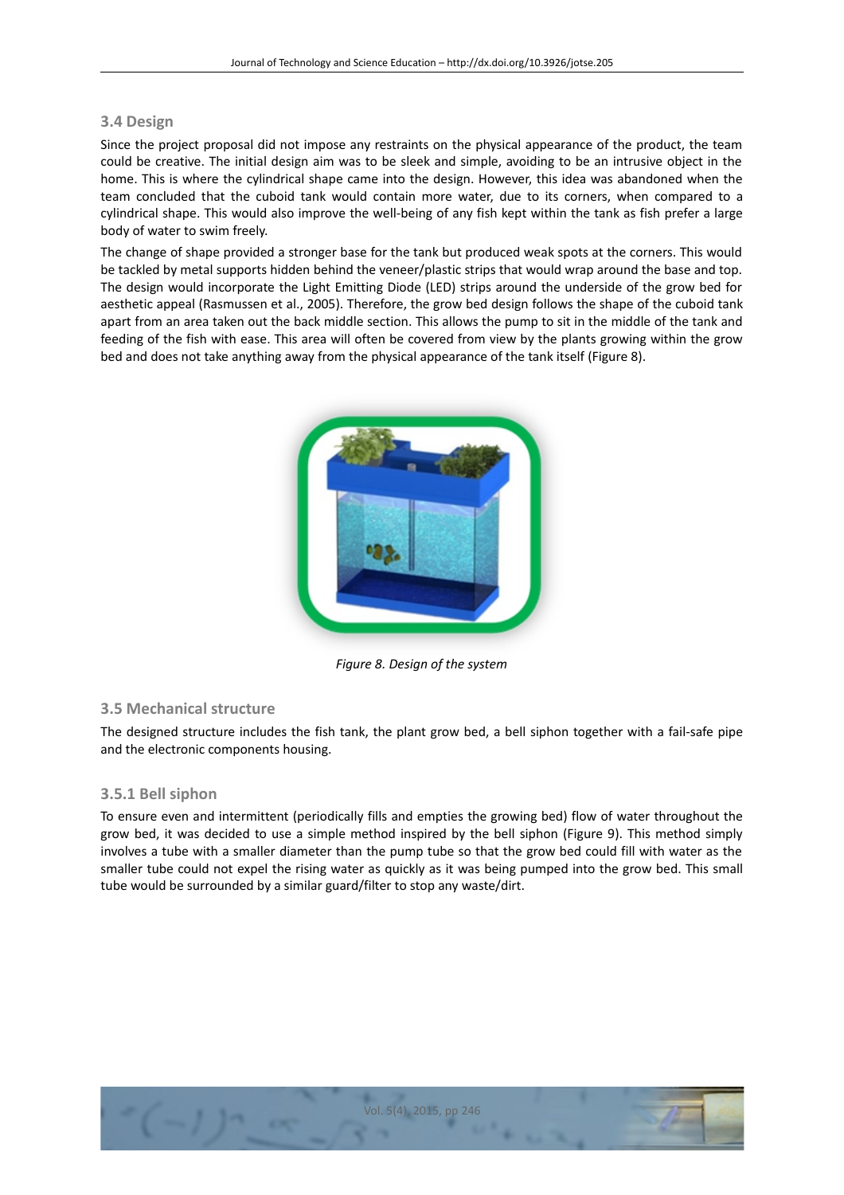### 3.4 Design

Since the project proposal did not impose any restraints on the physical appearance of the product, the team could be creative. The initial design aim was to be sleek and simple, avoiding to be an intrusive object in the home. This is where the cylindrical shape came into the design. However, this idea was abandoned when the team concluded that the cuboid tank would contain more water, due to its corners, when compared to a cylindrical shape. This would also improve the well-being of any fish kept within the tank as fish prefer a large body of water to swim freely.

The change of shape provided a stronger base for the tank but produced weak spots at the corners. This would be tackled by metal supports hidden behind the veneer/plastic strips that would wrap around the base and top. The design would incorporate the Light Emitting Diode (LED) strips around the underside of the grow bed for aesthetic appeal (Rasmussen et al., 2005). Therefore, the grow bed design follows the shape of the cuboid tank apart from an area taken out the back middle section. This allows the pump to sit in the middle of the tank and feeding of the fish with ease. This area will often be covered from view by the plants growing within the grow bed and does not take anything away from the physical appearance of the tank itself (Figure 8).

*Figure 8. Design of the system*

### 3.5 Mechanical structure

The designed structure includes the fish tank, the plant grow bed, a bell siphon together with a fail-safe pipe and the electronic components housing.

#### 3.5.1 Bell siphon

To ensure even and intermittent (periodically fills and empties the growing bed) flow of water throughout the grow bed, it was decided to use a simple method inspired by the bell siphon (Figure 9). This method simply involves a tube with a smaller diameter than the pump tube so that the grow bed could fill with water as the smaller tube could not expel the rising water as quickly as it was being pumped into the grow bed. This small tube would be surrounded by a similar guard/filter to stop any waste/dirt.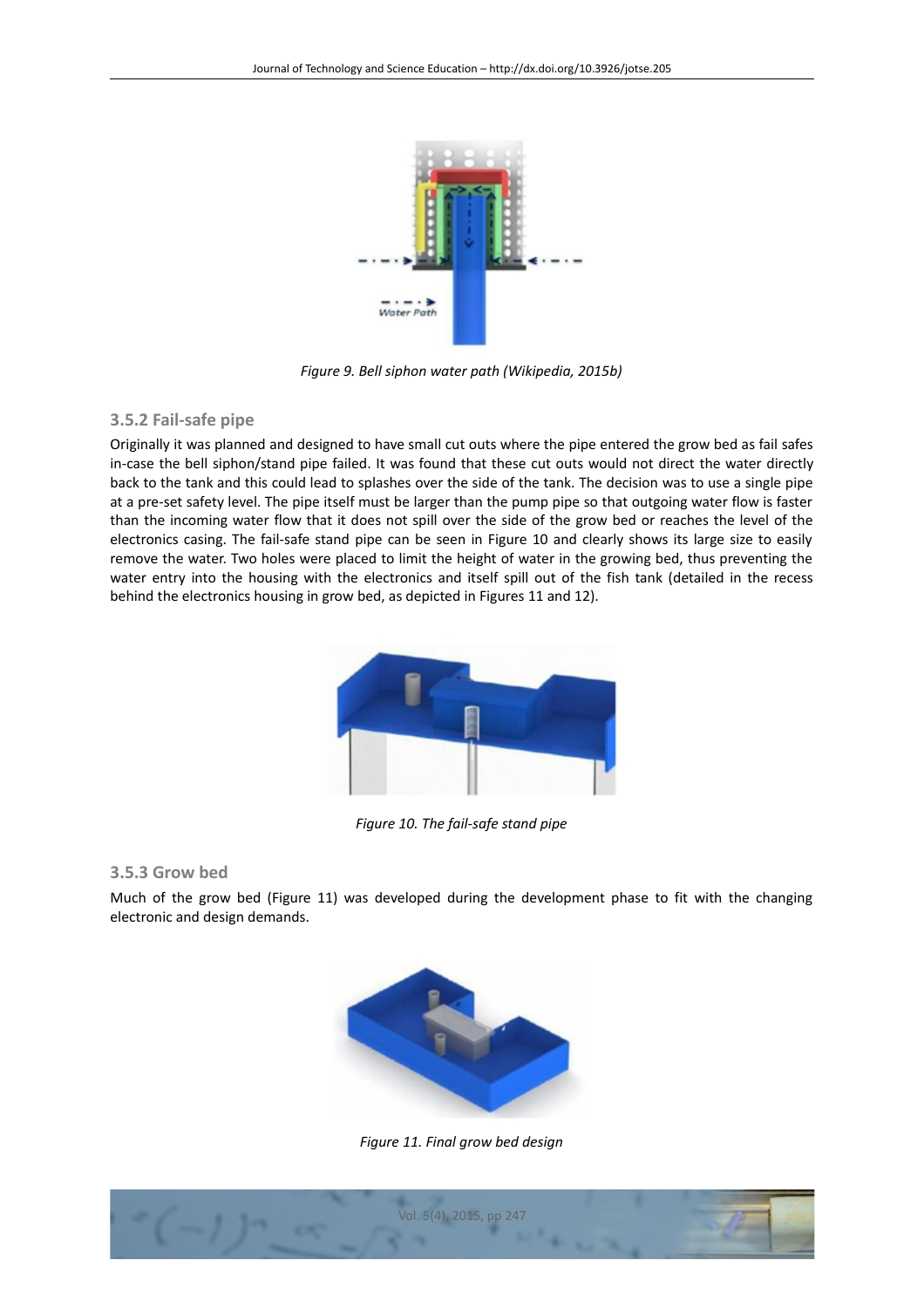Figure 9. Bell siphon water path (Wikipedia, 2015b)

### 3.5.2 Fail-safe pipe

Originally it was planned and designed to have small cut outs where the pipe entered the grow bed as fail safes in-case the bell siphon/stand pipe failed. It was found that these cut outs would not direct the water directly back to the tank and this could lead to splashes over the side of the tank. The decision was to use a single pipe at a pre-set safety level. The pipe itself must be larger than the pump pipe so that outgoing water flow is faster than the incoming water flow that it does not spill over the side of the grow bed or reaches the level of the electronics casing. The fail-safe stand pipe can be seen in Figure 10 and clearly shows its large size to easily remove the water. Two holes were placed to limit the height of water in the growing bed, thus preventing the water entry into the housing with the electronics and itself spill out of the fish tank (detailed in the recess behind the electronics housing in grow bed, as depicted in Figures 11 and 12).

Figure 10. The fail-safe stand pipe

### 3.5.3 Grow bed

Much of the grow bed (Figure 11) was developed during the development phase to fit with the changing electronic and design demands.

Figure 11. Final grow bed design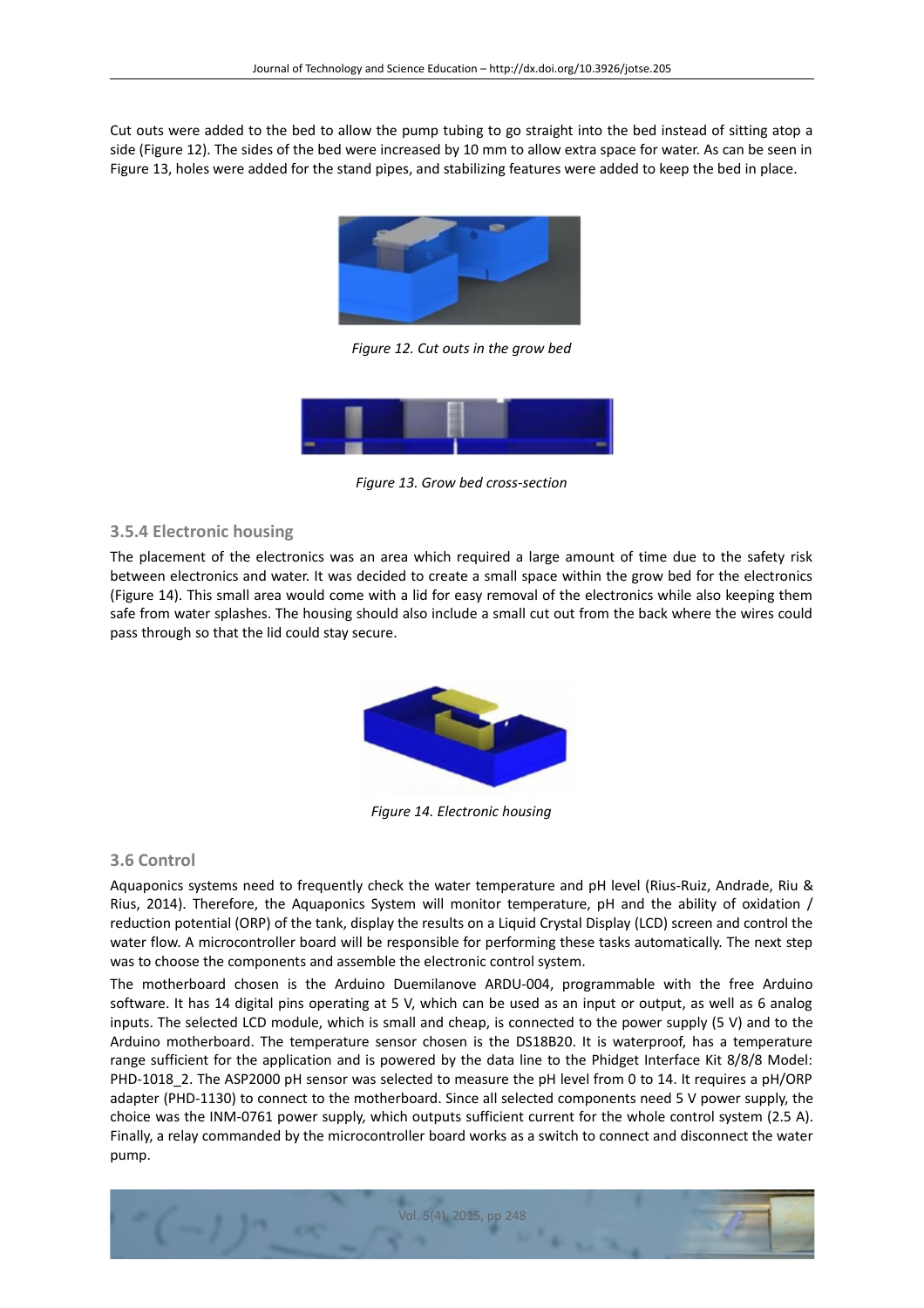Cut outs were added to the bed to allow the pump tubing to go straight into the bed instead of sitting atop a side (Figure 12). The sides of the bed were increased by 10 mm to allow extra space for water. As can be seen in Figure 13, holes were added for the stand pipes, and stabilizing features were added to keep the bed in place.

*Figure 12. Cut outs in the grow bed*

*Figure 13. Grow bed cross-section*

### 3.5.4 Electronic housing

The placement of the electronics was an area which required a large amount of time due to the safety risk between electronics and water. It was decided to create a small space within the grow bed for the electronics (Figure 14). This small area would come with a lid for easy removal of the electronics while also keeping them safe from water splashes. The housing should also include a small cut out from the back where the wires could pass through so that the lid could stay secure.

*Figure 14. Electronic housing*

## 3.6 Control

Aquaponics systems need to frequently check the water temperature and pH level (Rius-Ruiz, Andrade, Riu & Rius, 2014). Therefore, the Aquaponics System will monitor temperature, pH and the ability of oxidation / reduction potential (ORP) of the tank, display the results on a Liquid Crystal Display (LCD) screen and control the water flow. A microcontroller board will be responsible for performing these tasks automatically. The next step was to choose the components and assemble the electronic control system.

The motherboard chosen is the Arduino Duemilanove ARDU-004, programmable with the free Arduino software. It has 14 digital pins operating at 5 V, which can be used as an input or output, as well as 6 analog inputs. The selected LCD module, which is small and cheap, is connected to the power supply (5 V) and to the Arduino motherboard. The temperature sensor chosen is the DS18B20. It is waterproof, has a temperature range sufficient for the application and is powered by the data line to the Phidget Interface Kit 8/8/8 Model: PHD-1018_2. The ASP2000 pH sensor was selected to measure the pH level from 0 to 14. It requires a pH/ORP adapter (PHD-1130) to connect to the motherboard. Since all selected components need 5 V power supply, the choice was the INM-0761 power supply, which outputs sufficient current for the whole control system (2.5 A). Finally, a relay commanded by the microcontroller board works as a switch to connect and disconnect the water pump.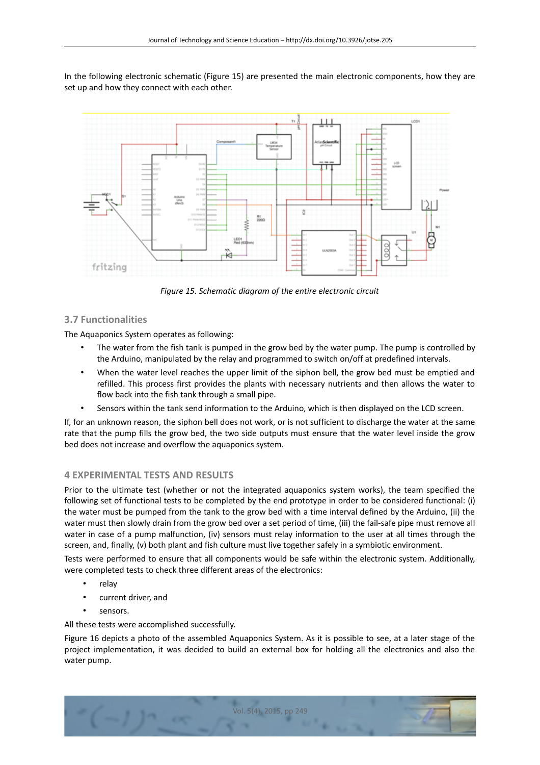In the following electronic schematic (Figure 15) are presented the main electronic components, how they are set up and how they connect with each other.

*Figure 15. Schematic diagram of the entire electronic circuit*

### 3.7 Functionalities

The Aquaponics System operates as following:

- The water from the fish tank is pumped in the grow bed by the water pump. The pump is controlled by the Arduino, manipulated by the relay and programmed to switch on/off at predefined intervals.
- When the water level reaches the upper limit of the siphon bell, the grow bed must be emptied and refilled. This process first provides the plants with necessary nutrients and then allows the water to flow back into the fish tank through a small pipe.
- Sensors within the tank send information to the Arduino, which is then displayed on the LCD screen.

If, for an unknown reason, the siphon bell does not work, or is not sufficient to discharge the water at the same rate that the pump fills the grow bed, the two side outputs must ensure that the water level inside the grow bed does not increase and overflow the aquaponics system.

## 4 EXPERIMENTAL TESTS AND RESULTS

Prior to the ultimate test (whether or not the integrated aquaponics system works), the team specified the following set of functional tests to be completed by the end prototype in order to be considered functional: (i) the water must be pumped from the tank to the grow bed with a time interval defined by the Arduino, (ii) the water must then slowly drain from the grow bed over a set period of time, (iii) the fail-safe pipe must remove all water in case of a pump malfunction, (iv) sensors must relay information to the user at all times through the screen, and, finally, (v) both plant and fish culture must live together safely in a symbiotic environment.

Tests were performed to ensure that all components would be safe within the electronic system. Additionally, were completed tests to check three different areas of the electronics:

- relay
- current driver, and
- sensors.

All these tests were accomplished successfully.

Figure 16 depicts a photo of the assembled Aquaponics System. As it is possible to see, at a later stage of the project implementation, it was decided to build an external box for holding all the electronics and also the water pump.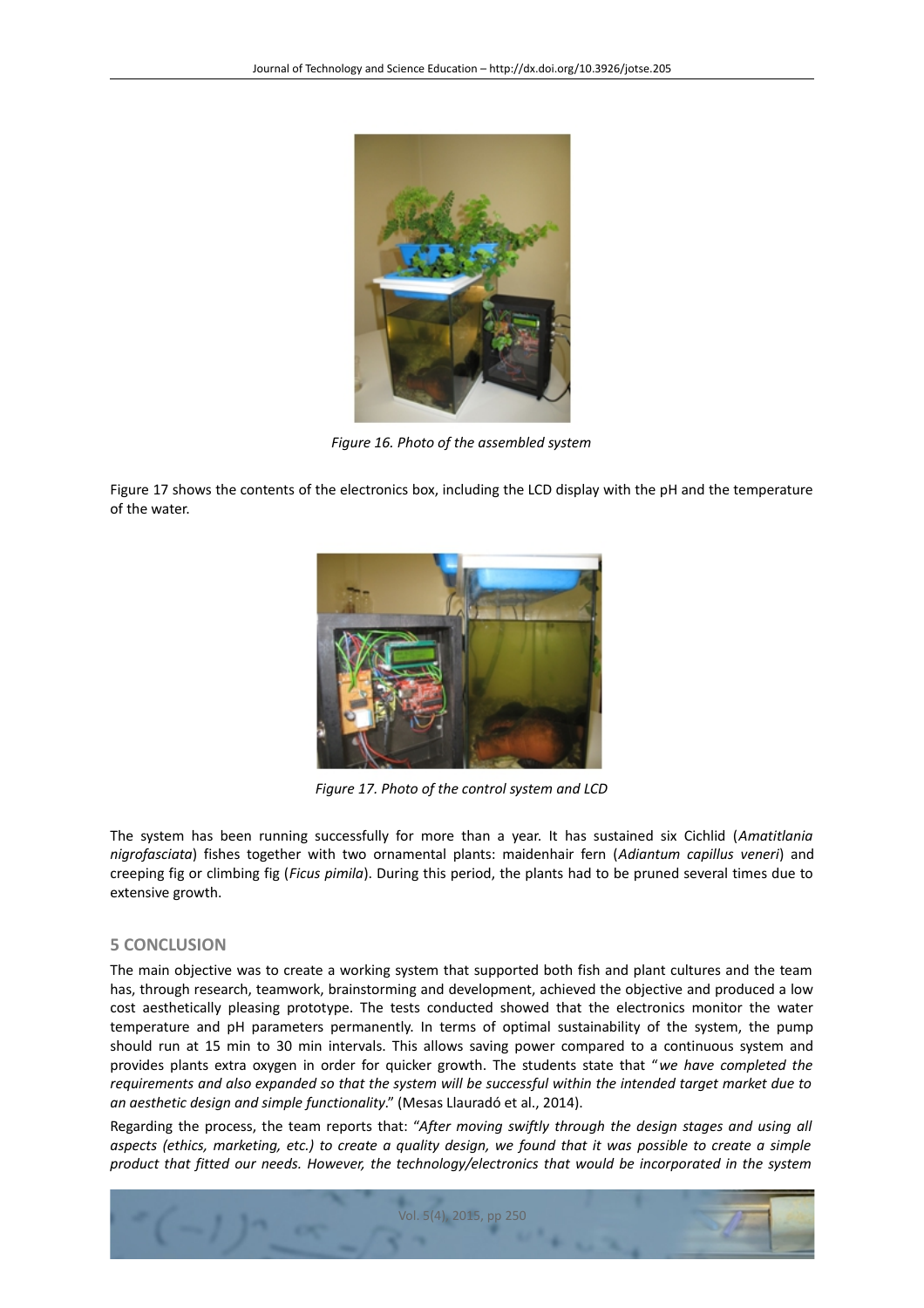Figure 16. Photo of the assembled system

Figure 17 shows the contents of the electronics box, including the LCD display with the pH and the temperature of the water.

Figure 17. Photo of the control system and LCD

The system has been running successfully for more than a year. It has sustained six Cichlid (*Amatitlania nigrofasciata*) fishes together with two ornamental plants: maidenhair fern (*Adiantum capillus veneri*) and creeping fig or climbing fig (*Ficus pimila*). During this period, the plants had to be pruned several times due to extensive growth.

## 5 CONCLUSION

The main objective was to create a working system that supported both fish and plant cultures and the team has, through research, teamwork, brainstorming and development, achieved the objective and produced a low cost aesthetically pleasing prototype. The tests conducted showed that the electronics monitor the water temperature and pH parameters permanently. In terms of optimal sustainability of the system, the pump should run at 15 min to 30 min intervals. This allows saving power compared to a continuous system and provides plants extra oxygen in order for quicker growth. The students state that "*we have completed the requirements and also expanded so that the system will be successful within the intended target market due to an aesthetic design and simple functionality*." (Mesas Llauradó et al., 2014).

Regarding the process, the team reports that: "*After moving swiftly through the design stages and using all aspects (ethics, marketing, etc.) to create a quality design, we found that it was possible to create a simple product that fitted our needs. However, the technology/electronics that would be incorporated in the system*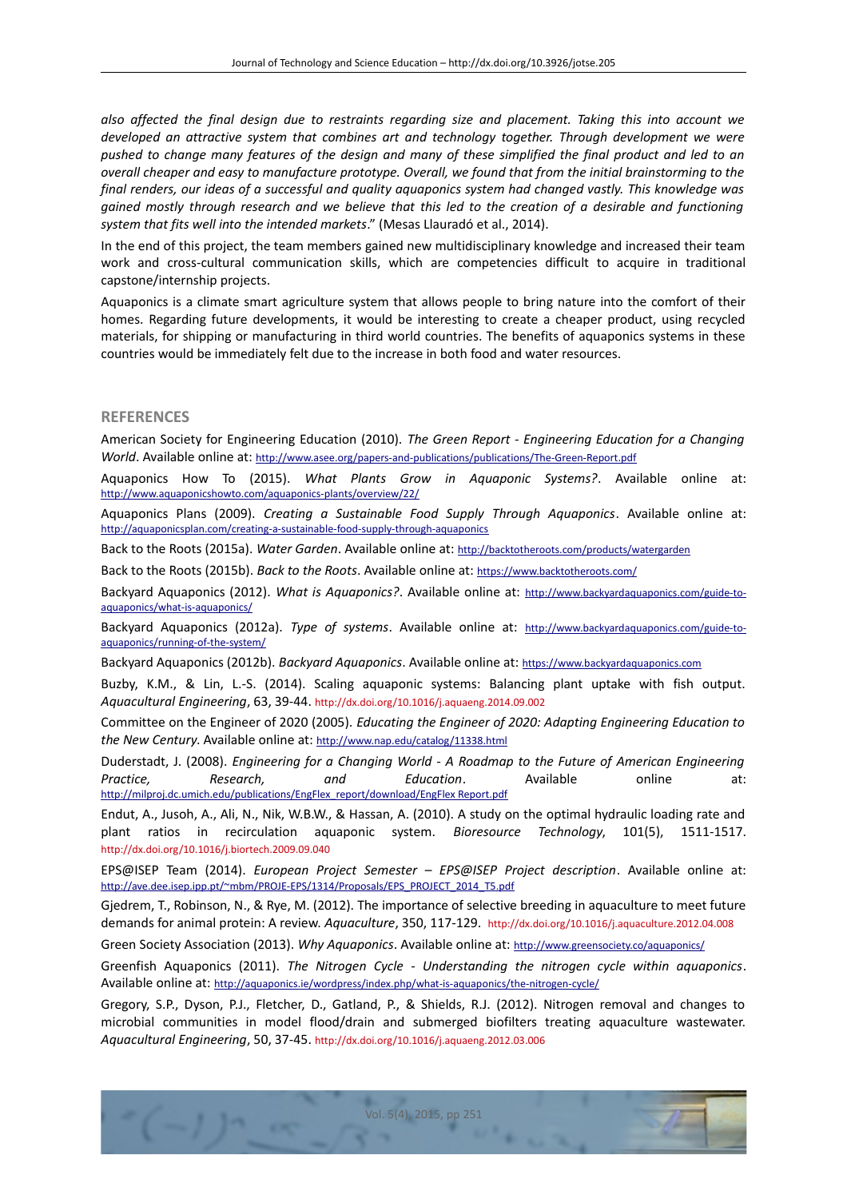*also affected the final design due to restraints regarding size and placement. Taking this into account we developed an attractive system that combines art and technology together. Through development we were pushed to change many features of the design and many of these simplified the final product and led to an overall cheaper and easy to manufacture prototype. Overall, we found that from the initial brainstorming to the final renders, our ideas of a successful and quality aquaponics system had changed vastly. This knowledge was gained mostly through research and we believe that this led to the creation of a desirable and functioning system that fits well into the intended markets*." (Mesas Llauradó et al., 2014).

In the end of this project, the team members gained new multidisciplinary knowledge and increased their team work and cross-cultural communication skills, which are competencies difficult to acquire in traditional capstone/internship projects.

Aquaponics is a climate smart agriculture system that allows people to bring nature into the comfort of their homes. Regarding future developments, it would be interesting to create a cheaper product, using recycled materials, for shipping or manufacturing in third world countries. The benefits of aquaponics systems in these countries would be immediately felt due to the increase in both food and water resources.

## REFERENCES

American Society for Engineering Education (2010). *The Green Report - Engineering Education for a Changing World*. Available online at: http://www.asee.org/papers-and-publications/publications/The-Green-Report.pdf

Aquaponics How To (2015). *What Plants Grow in Aquaponic Systems?*. Available online at: http://www.aquaponicshowto.com/aquaponics-plants/overview/22/

Aquaponics Plans (2009). *Creating a Sustainable Food Supply Through Aquaponics*. Available online at: http://aquaponicsplan.com/creating-a-sustainable-food-supply-through-aquaponics

Back to the Roots (2015a). *Water Garden*. Available online at: http://backtotheroots.com/products/watergarden

Back to the Roots (2015b). *Back to the Roots*. Available online at: https://www.backtotheroots.com/

Backyard Aquaponics (2012). *What is Aquaponics?*. Available online at: http://www.backyardaquaponics.com/guide-to-aquaponics/what-is-aquaponics/

Backyard Aquaponics (2012a). *Type of systems*. Available online at: http://www.backyardaquaponics.com/guide-to-aquaponics/running-of-the-system/

Backyard Aquaponics (2012b). *Backyard Aquaponics*. Available online at: https://www.backyardaquaponics.com

Buzby, K.M., & Lin, L.-S. (2014). Scaling aquaponic systems: Balancing plant uptake with fish output. *Aquacultural Engineering*, 63, 39-44. http://dx.doi.org/10.1016/j.aquaeng.2014.09.002

Committee on the Engineer of 2020 (2005). *Educating the Engineer of 2020: Adapting Engineering Education to the New Century*. Available online at: http://www.nap.edu/catalog/11338.html

Duderstadt, J. (2008). *Engineering for a Changing World - A Roadmap to the Future of American Engineering Practice, Research, and Education*. Available online at: http://milproj.dc.umich.edu/publications/EngFlex_report/download/EngFlex Report.pdf

Endut, A., Jusoh, A., Ali, N., Nik, W.B.W., & Hassan, A. (2010). A study on the optimal hydraulic loading rate and plant ratios in recirculation aquaponic system. *Bioresource Technology*, 101(5), 1511-1517. http://dx.doi.org/10.1016/j.biortech.2009.09.040

EPS@ISEP Team (2014). *European Project Semester – EPS@ISEP Project description*. Available online at: http://ave.dee.isep.ipp.pt/~mbm/PROJE-EPS/1314/Proposals/EPS_PROJECT_2014_T5.pdf

Gjedrem, T., Robinson, N., & Rye, M. (2012). The importance of selective breeding in aquaculture to meet future demands for animal protein: A review. *Aquaculture*, 350, 117-129. http://dx.doi.org/10.1016/j.aquaculture.2012.04.008

Green Society Association (2013). *Why Aquaponics*. Available online at: http://www.greensociety.co/aquaponics/

Greenfish Aquaponics (2011). *The Nitrogen Cycle - Understanding the nitrogen cycle within aquaponics*. Available online at: http://aquaponics.ie/wordpress/index.php/what-is-aquaponics/the-nitrogen-cycle/

Gregory, S.P., Dyson, P.J., Fletcher, D., Gatland, P., & Shields, R.J. (2012). Nitrogen removal and changes to microbial communities in model flood/drain and submerged biofilters treating aquaculture wastewater. *Aquacultural Engineering*, 50, 37-45. http://dx.doi.org/10.1016/j.aquaeng.2012.03.006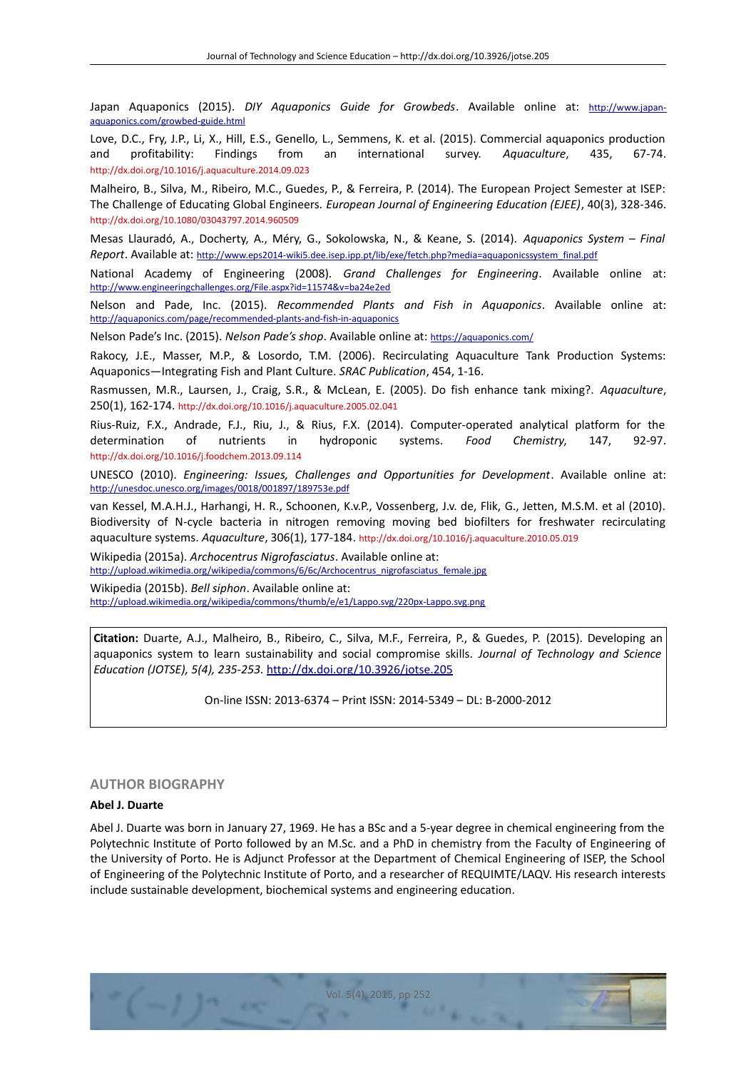Japan Aquaponics (2015). *DIY Aquaponics Guide for Growbeds*. Available online at: http://www.japan-aquaponics.com/growbed-guide.html

Love, D.C., Fry, J.P., Li, X., Hill, E.S., Genello, L., Semmens, K. et al. (2015). Commercial aquaponics production and profitability: Findings from an international survey. *Aquaculture*, 435, 67-74. http://dx.doi.org/10.1016/j.aquaculture.2014.09.023

Malheiro, B., Silva, M., Ribeiro, M.C., Guedes, P., & Ferreira, P. (2014). The European Project Semester at ISEP: The Challenge of Educating Global Engineers. *European Journal of Engineering Education (EJEE)*, 40(3), 328-346. http://dx.doi.org/10.1080/03043797.2014.960509

Mesas Llauradó, A., Docherty, A., Méry, G., Sokolowska, N., & Keane, S. (2014). *Aquaponics System – Final Report*. Available at: http://www.eps2014-wiki5.dee.isep.ipp.pt/lib/exe/fetch.php?media=aquaponicssystem_final.pdf

National Academy of Engineering (2008). *Grand Challenges for Engineering*. Available online at: http://www.engineeringchallenges.org/File.aspx?id=11574&v=ba24e2ed

Nelson and Pade, Inc. (2015). *Recommended Plants and Fish in Aquaponics*. Available online at: http://aquaponics.com/page/recommended-plants-and-fish-in-aquaponics

Nelson Pade's Inc. (2015). *Nelson Pade's shop*. Available online at: https://aquaponics.com/

Rakocy, J.E., Masser, M.P., & Losordo, T.M. (2006). Recirculating Aquaculture Tank Production Systems: Aquaponics—Integrating Fish and Plant Culture. *SRAC Publication*, 454, 1-16.

Rasmussen, M.R., Laursen, J., Craig, S.R., & McLean, E. (2005). Do fish enhance tank mixing?. *Aquaculture*, 250(1), 162-174. http://dx.doi.org/10.1016/j.aquaculture.2005.02.041

Rius-Ruiz, F.X., Andrade, F.J., Riu, J., & Rius, F.X. (2014). Computer-operated analytical platform for the determination of nutrients in hydroponic systems. *Food Chemistry*, 147, 92-97. http://dx.doi.org/10.1016/j.foodchem.2013.09.114

UNESCO (2010). *Engineering: Issues, Challenges and Opportunities for Development*. Available online at: http://unesdoc.unesco.org/images/0018/001897/189753e.pdf

van Kessel, M.A.H.J., Harhangi, H. R., Schoonen, K.v.P., Vossenberg, J.v. de, Flik, G., Jetten, M.S.M. et al (2010). Biodiversity of N-cycle bacteria in nitrogen removing moving bed biofilters for freshwater recirculating aquaculture systems. *Aquaculture*, 306(1), 177-184. http://dx.doi.org/10.1016/j.aquaculture.2010.05.019

Wikipedia (2015a). *Archocentrus Nigrofasciatus*. Available online at: http://upload.wikimedia.org/wikipedia/commons/6/6c/Archocentrus_nigrofasciatus_female.jpg

Wikipedia (2015b). *Bell siphon*. Available online at: http://upload.wikimedia.org/wikipedia/commons/thumb/e/e1/Lappo.svg/220px-Lappo.svg.png

**Citation:** Duarte, A.J., Malheiro, B., Ribeiro, C., Silva, M.F., Ferreira, P., & Guedes, P. (2015). Developing an aquaponics system to learn sustainability and social compromise skills. *Journal of Technology and Science Education (JOTSE), 5(4), 235-253.* http://dx.doi.org/10.3926/jotse.205

On-line ISSN: 2013-6374 – Print ISSN: 2014-5349 – DL: B-2000-2012

## AUTHOR BIOGRAPHY

**Abel J. Duarte**

Abel J. Duarte was born in January 27, 1969. He has a BSc and a 5-year degree in chemical engineering from the Polytechnic Institute of Porto followed by an M.Sc. and a PhD in chemistry from the Faculty of Engineering of the University of Porto. He is Adjunct Professor at the Department of Chemical Engineering of ISEP, the School of Engineering of the Polytechnic Institute of Porto, and a researcher of REQUIMTE/LAQV. His research interests include sustainable development, biochemical systems and engineering education.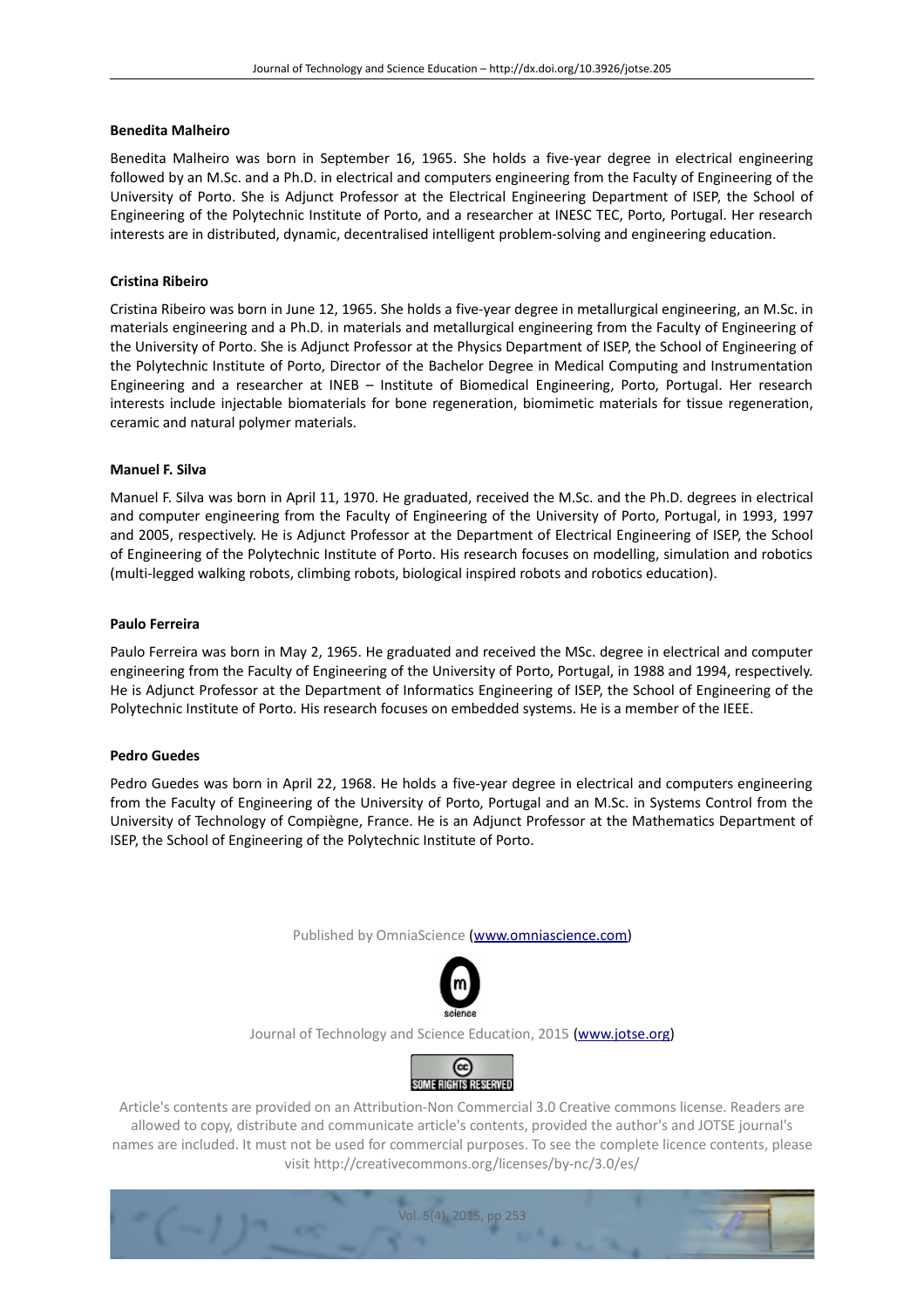**Benedita Malheiro**

Benedita Malheiro was born in September 16, 1965. She holds a five-year degree in electrical engineering followed by an M.Sc. and a Ph.D. in electrical and computers engineering from the Faculty of Engineering of the University of Porto. She is Adjunct Professor at the Electrical Engineering Department of ISEP, the School of Engineering of the Polytechnic Institute of Porto, and a researcher at INESC TEC, Porto, Portugal. Her research interests are in distributed, dynamic, decentralised intelligent problem-solving and engineering education.

**Cristina Ribeiro**

Cristina Ribeiro was born in June 12, 1965. She holds a five-year degree in metallurgical engineering, an M.Sc. in materials engineering and a Ph.D. in materials and metallurgical engineering from the Faculty of Engineering of the University of Porto. She is Adjunct Professor at the Physics Department of ISEP, the School of Engineering of the Polytechnic Institute of Porto, Director of the Bachelor Degree in Medical Computing and Instrumentation Engineering and a researcher at INEB – Institute of Biomedical Engineering, Porto, Portugal. Her research interests include injectable biomaterials for bone regeneration, biomimetic materials for tissue regeneration, ceramic and natural polymer materials.

**Manuel F. Silva**

Manuel F. Silva was born in April 11, 1970. He graduated, received the M.Sc. and the Ph.D. degrees in electrical and computer engineering from the Faculty of Engineering of the University of Porto, Portugal, in 1993, 1997 and 2005, respectively. He is Adjunct Professor at the Department of Electrical Engineering of ISEP, the School of Engineering of the Polytechnic Institute of Porto. His research focuses on modelling, simulation and robotics (multi-legged walking robots, climbing robots, biological inspired robots and robotics education).

**Paulo Ferreira**

Paulo Ferreira was born in May 2, 1965. He graduated and received the MSc. degree in electrical and computer engineering from the Faculty of Engineering of the University of Porto, Portugal, in 1988 and 1994, respectively. He is Adjunct Professor at the Department of Informatics Engineering of ISEP, the School of Engineering of the Polytechnic Institute of Porto. His research focuses on embedded systems. He is a member of the IEEE.

**Pedro Guedes**

Pedro Guedes was born in April 22, 1968. He holds a five-year degree in electrical and computers engineering from the Faculty of Engineering of the University of Porto, Portugal and an M.Sc. in Systems Control from the University of Technology of Compiègne, France. He is an Adjunct Professor at the Mathematics Department of ISEP, the School of Engineering of the Polytechnic Institute of Porto.

Published by OmniaScience (www.omniascience.com)

Journal of Technology and Science Education, 2015 (www.jotse.org)

Article's contents are provided on an Attribution-Non Commercial 3.0 Creative commons license. Readers are allowed to copy, distribute and communicate article's contents, provided the author's and JOTSE journal's names are included. It must not be used for commercial purposes. To see the complete licence contents, please visit http://creativecommons.org/licenses/by-nc/3.0/es/